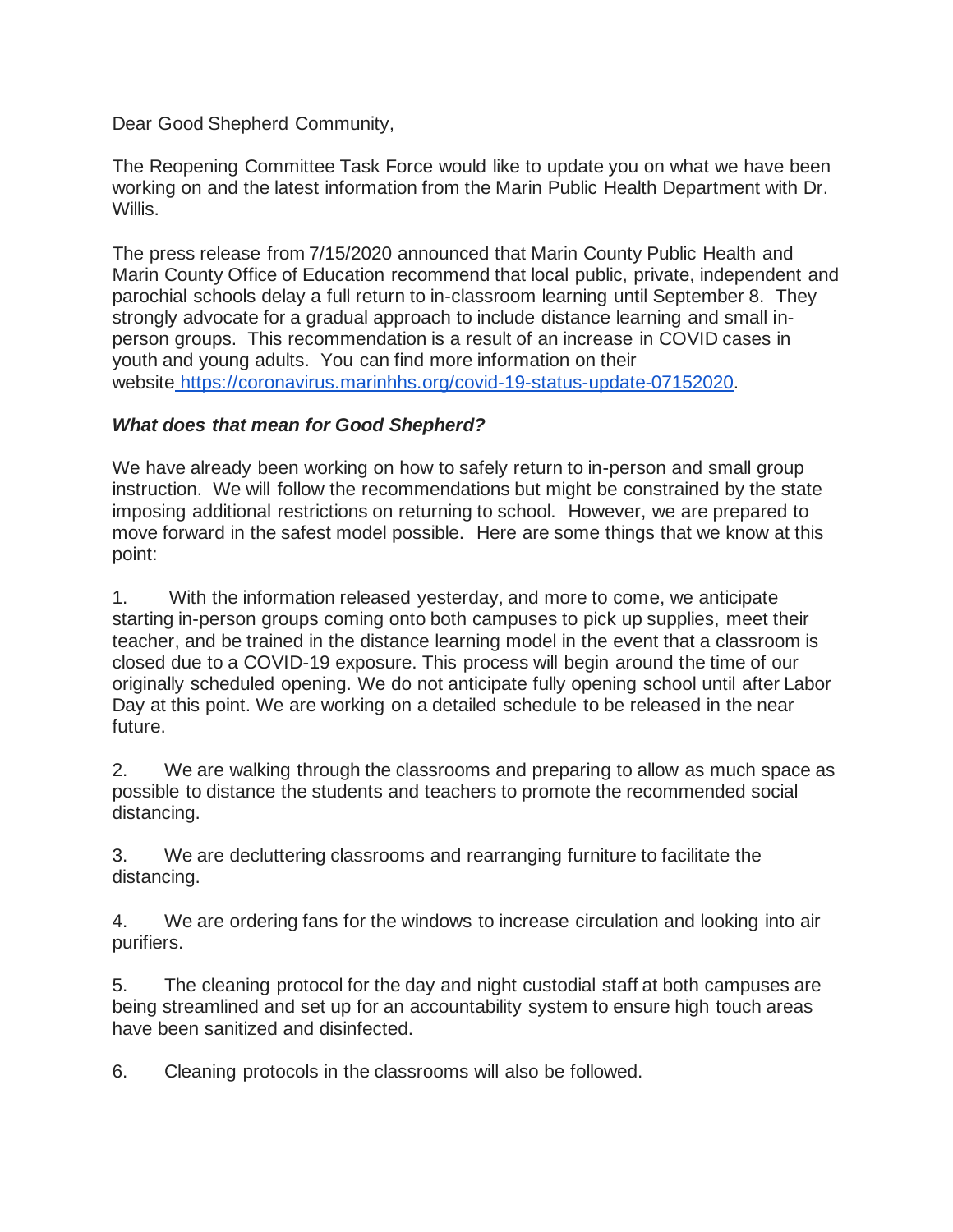Dear Good Shepherd Community,

The Reopening Committee Task Force would like to update you on what we have been working on and the latest information from the Marin Public Health Department with Dr. Willis.

The press release from 7/15/2020 announced that Marin County Public Health and Marin County Office of Education recommend that local public, private, independent and parochial schools delay a full return to in-classroom learning until September 8. They strongly advocate for a gradual approach to include distance learning and small in-person groups. This recommendation is a result of an increase in COVID cases in youth and young adults. You can find more information on their website [https://coronavirus.marinhhs.org/covid-19-status-update-07152020](https://coronavirus.marinhhs.org/covid-19-status-update-07152020).

***What does that mean for Good Shepherd?***

We have already been working on how to safely return to in-person and small group instruction. We will follow the recommendations but might be constrained by the state imposing additional restrictions on returning to school. However, we are prepared to move forward in the safest model possible. Here are some things that we know at this point:

1. With the information released yesterday, and more to come, we anticipate starting in-person groups coming onto both campuses to pick up supplies, meet their teacher, and be trained in the distance learning model in the event that a classroom is closed due to a COVID-19 exposure. This process will begin around the time of our originally scheduled opening. We do not anticipate fully opening school until after Labor Day at this point. We are working on a detailed schedule to be released in the near future.

2. We are walking through the classrooms and preparing to allow as much space as possible to distance the students and teachers to promote the recommended social distancing.

3. We are decluttering classrooms and rearranging furniture to facilitate the distancing.

4. We are ordering fans for the windows to increase circulation and looking into air purifiers.

5. The cleaning protocol for the day and night custodial staff at both campuses are being streamlined and set up for an accountability system to ensure high touch areas have been sanitized and disinfected.

6. Cleaning protocols in the classrooms will also be followed.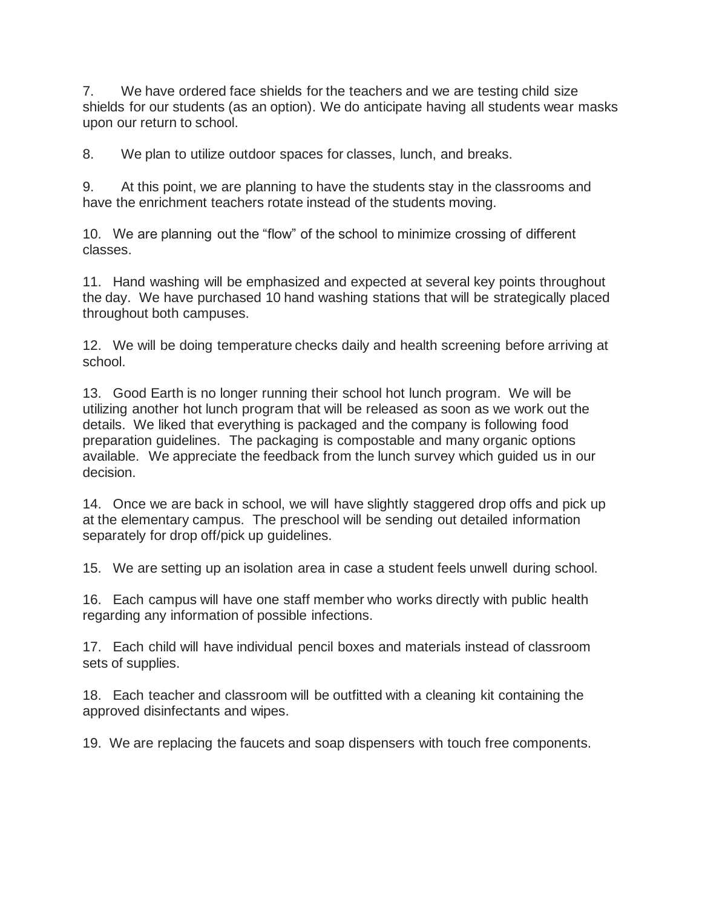7. We have ordered face shields for the teachers and we are testing child size shields for our students (as an option). We do anticipate having all students wear masks upon our return to school.

8. We plan to utilize outdoor spaces for classes, lunch, and breaks.

9. At this point, we are planning to have the students stay in the classrooms and have the enrichment teachers rotate instead of the students moving.

10. We are planning out the "flow" of the school to minimize crossing of different classes.

11. Hand washing will be emphasized and expected at several key points throughout the day. We have purchased 10 hand washing stations that will be strategically placed throughout both campuses.

12. We will be doing temperature checks daily and health screening before arriving at school.

13. Good Earth is no longer running their school hot lunch program. We will be utilizing another hot lunch program that will be released as soon as we work out the details. We liked that everything is packaged and the company is following food preparation guidelines. The packaging is compostable and many organic options available. We appreciate the feedback from the lunch survey which guided us in our decision.

14. Once we are back in school, we will have slightly staggered drop offs and pick up at the elementary campus. The preschool will be sending out detailed information separately for drop off/pick up guidelines.

15. We are setting up an isolation area in case a student feels unwell during school.

16. Each campus will have one staff member who works directly with public health regarding any information of possible infections.

17. Each child will have individual pencil boxes and materials instead of classroom sets of supplies.

18. Each teacher and classroom will be outfitted with a cleaning kit containing the approved disinfectants and wipes.

19. We are replacing the faucets and soap dispensers with touch free components.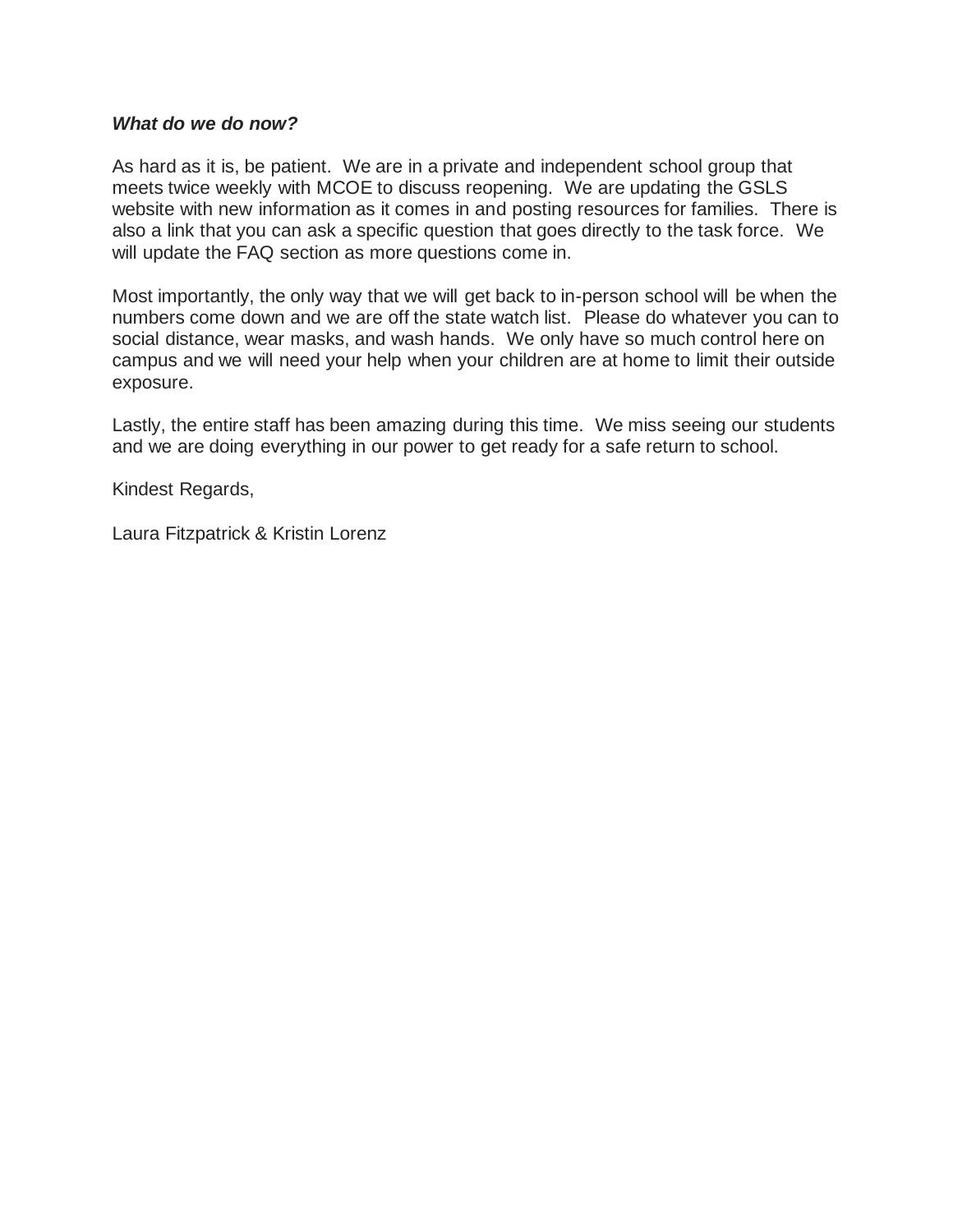***What do we do now?***

As hard as it is, be patient. We are in a private and independent school group that meets twice weekly with MCOE to discuss reopening. We are updating the GSLS website with new information as it comes in and posting resources for families. There is also a link that you can ask a specific question that goes directly to the task force. We will update the FAQ section as more questions come in.

Most importantly, the only way that we will get back to in-person school will be when the numbers come down and we are off the state watch list. Please do whatever you can to social distance, wear masks, and wash hands. We only have so much control here on campus and we will need your help when your children are at home to limit their outside exposure.

Lastly, the entire staff has been amazing during this time. We miss seeing our students and we are doing everything in our power to get ready for a safe return to school.

Kindest Regards,

Laura Fitzpatrick & Kristin Lorenz